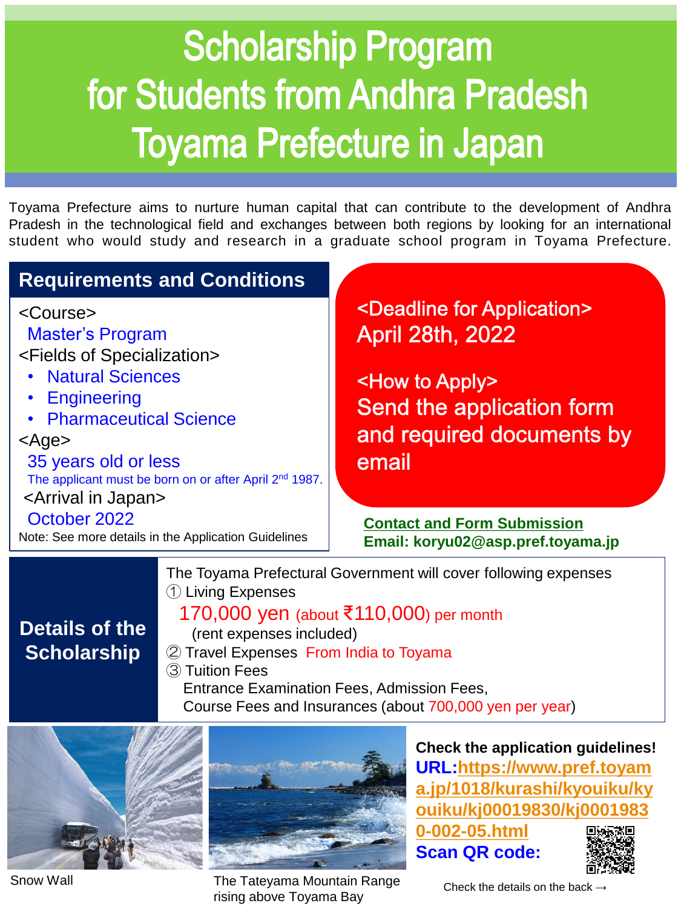# Scholarship Program for Students from Andhra Pradesh Toyama Prefecture in Japan

Toyama Prefecture aims to nurture human capital that can contribute to the development of Andhra Pradesh in the technological field and exchanges between both regions by looking for an international student who would study and research in a graduate school program in Toyama Prefecture.

## Requirements and Conditions

<Course>

Master's Program

<Fields of Specialization>

- Natural Sciences
- Engineering
- Pharmaceutical Science

<Age>

35 years old or less

The applicant must be born on or after April 2nd 1987.

<Arrival in Japan>

October 2022

Note: See more details in the Application Guidelines

**<Deadline for Application>**
**April 28th, 2022**

**<How to Apply>**
**Send the application form and required documents by email**

**Contact and Form Submission**
**Email: koryu02@asp.pref.toyama.jp**

## Details of the Scholarship

The Toyama Prefectural Government will cover following expenses

① Living Expenses

170,000 yen (about ₹110,000) per month
(rent expenses included)

② Travel Expenses From India to Toyama

③ Tuition Fees

Entrance Examination Fees, Admission Fees, Course Fees and Insurances (about 700,000 yen per year)

Snow Wall

The Tateyama Mountain Range rising above Toyama Bay

**Check the application guidelines!**

**URL:https://www.pref.toyama.jp/1018/kurashi/kyouiku/kyouiku/kj00019830/kj00019830-002-05.html**

**Scan QR code:**

Check the details on the back →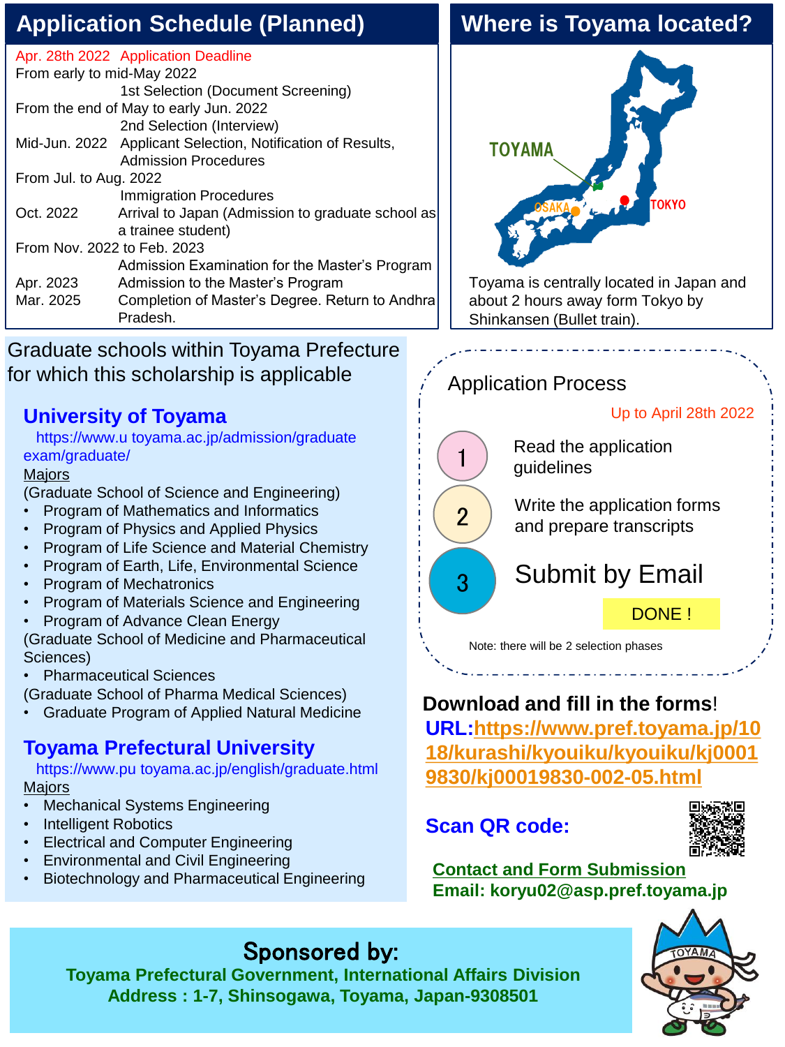## Application Schedule (Planned)

Apr. 28th 2022 Application Deadline

From early to mid-May 2022
1st Selection (Document Screening)

From the end of May to early Jun. 2022
2nd Selection (Interview)

Mid-Jun. 2022 Applicant Selection, Notification of Results, Admission Procedures

From Jul. to Aug. 2022
Immigration Procedures

Oct. 2022 Arrival to Japan (Admission to graduate school as a trainee student)

From Nov. 2022 to Feb. 2023
Admission Examination for the Master's Program

Apr. 2023 Admission to the Master's Program

Mar. 2025 Completion of Master's Degree. Return to Andhra Pradesh.

## Where is Toyama located?

TOYAMA

OSAKA

TOKYO

Toyama is centrally located in Japan and about 2 hours away form Tokyo by Shinkansen (Bullet train).

## Graduate schools within Toyama Prefecture for which this scholarship is applicable

### University of Toyama

https://www.u toyama.ac.jp/admission/graduate exam/graduate/

Majors

(Graduate School of Science and Engineering)

- Program of Mathematics and Informatics
- Program of Physics and Applied Physics
- Program of Life Science and Material Chemistry
- Program of Earth, Life, Environmental Science
- Program of Mechatronics
- Program of Materials Science and Engineering
- Program of Advance Clean Energy

(Graduate School of Medicine and Pharmaceutical Sciences)

- Pharmaceutical Sciences

(Graduate School of Pharma Medical Sciences)

- Graduate Program of Applied Natural Medicine

### Toyama Prefectural University

https://www.pu toyama.ac.jp/english/graduate.html

Majors

- Mechanical Systems Engineering
- Intelligent Robotics
- Electrical and Computer Engineering
- Environmental and Civil Engineering
- Biotechnology and Pharmaceutical Engineering

## Application Process

Up to April 28th 2022

1. Read the application guidelines
2. Write the application forms and prepare transcripts
3. Submit by Email

DONE !

Note: there will be 2 selection phases

**Download and fill in the forms!**

**URL:https://www.pref.toyama.jp/1018/kurashi/kyouiku/kyouiku/kj00019830/kj00019830-002-05.html**

**Scan QR code:**

**Contact and Form Submission**

**Email: koryu02@asp.pref.toyama.jp**

## Sponsored by:

**Toyama Prefectural Government, International Affairs Division**

**Address : 1-7, Shinsogawa, Toyama, Japan-9308501**

TOYAMA